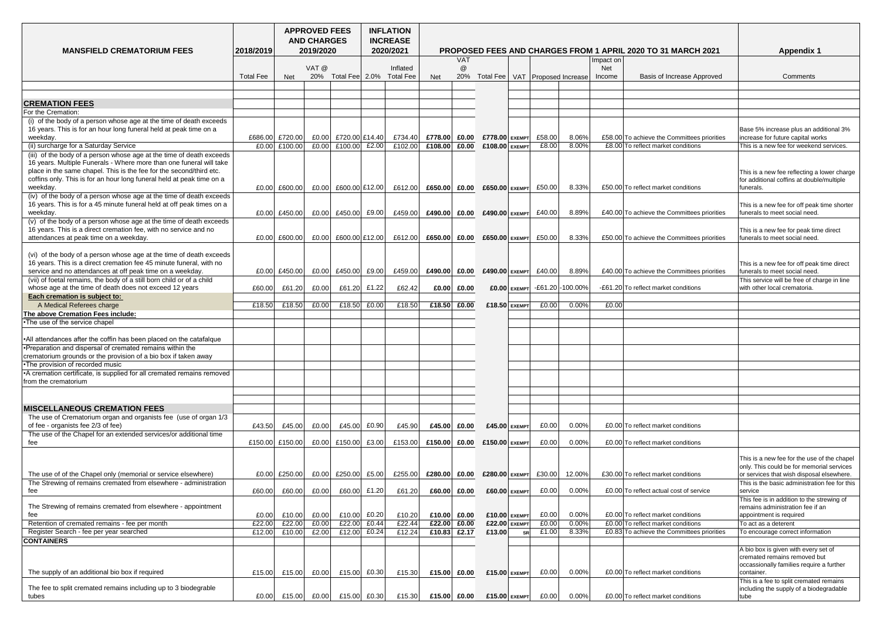| MANSFIELD CREMATORIUM FEES | 2018/2019 | APPROVED FEES AND CHARGES 2019/2020 | | | INFLATION INCREASE 2020/2021 | | PROPOSED FEES AND CHARGES FROM 1 APRIL 2020 TO 31 MARCH 2021 | | | | | | | | Appendix 1 |
|---|---|---|---|---|---|---|---|---|---|---|---|---|---|---|---|
| | Total Fee | Net | VAT @ 20% | Total Fee | 2.0% | Inflated Total Fee | Net | VAT @ 20% | Total Fee | VAT | Proposed Increase | | Impact on Net Income | Basis of Increase Approved | Comments |
| **CREMATION FEES** | | | | | | | | | | | | | | | |
| For the Cremation: | | | | | | | | | | | | | | | |
| (i) of the body of a person whose age at the time of death exceeds 16 years. This is for an hour long funeral held at peak time on a weekday. | £686.00 | £720.00 | £0.00 | £720.00 | £14.40 | £734.40 | **£778.00** | **£0.00** | **£778.00** | EXEMPT | £58.00 | 8.06% | | £58.00 To achieve the Committees priorities | Base 5% increase plus an additional 3% increase for future capital works |
| (ii) surcharge for a Saturday Service | £0.00 | £100.00 | £0.00 | £100.00 | £2.00 | £102.00 | **£108.00** | **£0.00** | **£108.00** | EXEMPT | £8.00 | 8.00% | | £8.00 To reflect market conditions | This is a new fee for weekend services. |
| (iii) of the body of a person whose age at the time of death exceeds 16 years. Multiple Funerals - Where more than one funeral will take place in the same chapel. This is the fee for the second/third etc. coffins only. This is for an hour long funeral held at peak time on a weekday. | £0.00 | £600.00 | £0.00 | £600.00 | £12.00 | £612.00 | **£650.00** | **£0.00** | **£650.00** | EXEMPT | £50.00 | 8.33% | | £50.00 To reflect market conditions | This is a new fee reflecting a lower charge for additional coffins at double/multiple funerals. |
| (iv) of the body of a person whose age at the time of death exceeds 16 years. This is for a 45 minute funeral held at off peak times on a weekday. | £0.00 | £450.00 | £0.00 | £450.00 | £9.00 | £459.00 | **£490.00** | **£0.00** | **£490.00** | EXEMPT | £40.00 | 8.89% | | £40.00 To achieve the Committees priorities | This is a new fee for off peak time shorter funerals to meet social need. |
| (v) of the body of a person whose age at the time of death exceeds 16 years. This is a direct cremation fee, with no service and no attendances at peak time on a weekday. | £0.00 | £600.00 | £0.00 | £600.00 | £12.00 | £612.00 | **£650.00** | **£0.00** | **£650.00** | EXEMPT | £50.00 | 8.33% | | £50.00 To achieve the Committees priorities | This is a new fee for peak time direct funerals to meet social need. |
| (vi) of the body of a person whose age at the time of death exceeds 16 years. This is a direct cremation fee 45 minute funeral, with no service and no attendances at off peak time on a weekday. | £0.00 | £450.00 | £0.00 | £450.00 | £9.00 | £459.00 | **£490.00** | **£0.00** | **£490.00** | EXEMPT | £40.00 | 8.89% | | £40.00 To achieve the Committees priorities | This is a new fee for off peak time direct funerals to meet social need. |
| (vii) of foetal remains, the body of a still born child or of a child whose age at the time of death does not exceed 12 years | £60.00 | £61.20 | £0.00 | £61.20 | £1.22 | £62.42 | **£0.00** | **£0.00** | **£0.00** | EXEMPT | -£61.20 | -100.00% | | -£61.20 To reflect market conditions | This service will be free of charge in line with other local crematoria. |
| **Each cremation is subject to:** | | | | | | | | | | | | | | | |
| A Medical Referees charge | £18.50 | £18.50 | £0.00 | £18.50 | £0.00 | £18.50 | **£18.50** | **£0.00** | **£18.50** | EXEMPT | £0.00 | 0.00% | £0.00 | | |
| **The above Cremation Fees include:** | | | | | | | | | | | | | | | |
| •The use of the service chapel | | | | | | | | | | | | | | | |
| •All attendances after the coffin has been placed on the catafalque | | | | | | | | | | | | | | | |
| •Preparation and dispersal of cremated remains within the crematorium grounds or the provision of a bio box if taken away | | | | | | | | | | | | | | | |
| •The provision of recorded music | | | | | | | | | | | | | | | |
| •A cremation certificate, is supplied for all cremated remains removed from the crematorium | | | | | | | | | | | | | | | |
| **MISCELLANEOUS CREMATION FEES** | | | | | | | | | | | | | | | |
| The use of Crematorium organ and organists fee (use of organ 1/3 of fee - organists fee 2/3 of fee) | £43.50 | £45.00 | £0.00 | £45.00 | £0.90 | £45.90 | **£45.00** | **£0.00** | **£45.00** | EXEMPT | £0.00 | 0.00% | | £0.00 To reflect market conditions | |
| The use of the Chapel for an extended services/or additional time fee | £150.00 | £150.00 | £0.00 | £150.00 | £3.00 | £153.00 | **£150.00** | **£0.00** | **£150.00** | EXEMPT | £0.00 | 0.00% | | £0.00 To reflect market conditions | |
| The use of of the Chapel only (memorial or service elsewhere) | £0.00 | £250.00 | £0.00 | £250.00 | £5.00 | £255.00 | **£280.00** | **£0.00** | **£280.00** | EXEMPT | £30.00 | 12.00% | | £30.00 To reflect market conditions | This is a new fee for the use of the chapel only. This could be for memorial services or services that wish disposal elsewhere. |
| The Strewing of remains cremated from elsewhere - administration fee | £60.00 | £60.00 | £0.00 | £60.00 | £1.20 | £61.20 | **£60.00** | **£0.00** | **£60.00** | EXEMPT | £0.00 | 0.00% | | £0.00 To reflect actual cost of service | This is the basic administration fee for this service |
| The Strewing of remains cremated from elsewhere - appointment fee | £0.00 | £10.00 | £0.00 | £10.00 | £0.20 | £10.20 | **£10.00** | **£0.00** | **£10.00** | EXEMPT | £0.00 | 0.00% | | £0.00 To reflect market conditions | This fee is in addition to the strewing of remains administration fee if an appointment is required |
| Retention of cremated remains - fee per month | £22.00 | £22.00 | £0.00 | £22.00 | £0.44 | £22.44 | **£22.00** | **£0.00** | **£22.00** | EXEMPT | £0.00 | 0.00% | | £0.00 To reflect market conditions | To act as a deterent |
| Register Search - fee per year searched | £12.00 | £10.00 | £2.00 | £12.00 | £0.24 | £12.24 | **£10.83** | **£2.17** | **£13.00** | SR | £1.00 | 8.33% | | £0.83 To achieve the Committees priorities | To encourage correct information |
| **CONTAINERS** | | | | | | | | | | | | | | | |
| The supply of an additional bio box if required | £15.00 | £15.00 | £0.00 | £15.00 | £0.30 | £15.30 | **£15.00** | **£0.00** | **£15.00** | EXEMPT | £0.00 | 0.00% | | £0.00 To reflect market conditions | A bio box is given with every set of cremated remains removed but occassionally families require a further container. |
| The fee to split cremated remains including up to 3 biodegrable tubes | £0.00 | £15.00 | £0.00 | £15.00 | £0.30 | £15.30 | **£15.00** | **£0.00** | **£15.00** | EXEMPT | £0.00 | 0.00% | | £0.00 To reflect market conditions | This is a fee to split cremated remains including the supply of a biodegradable tube |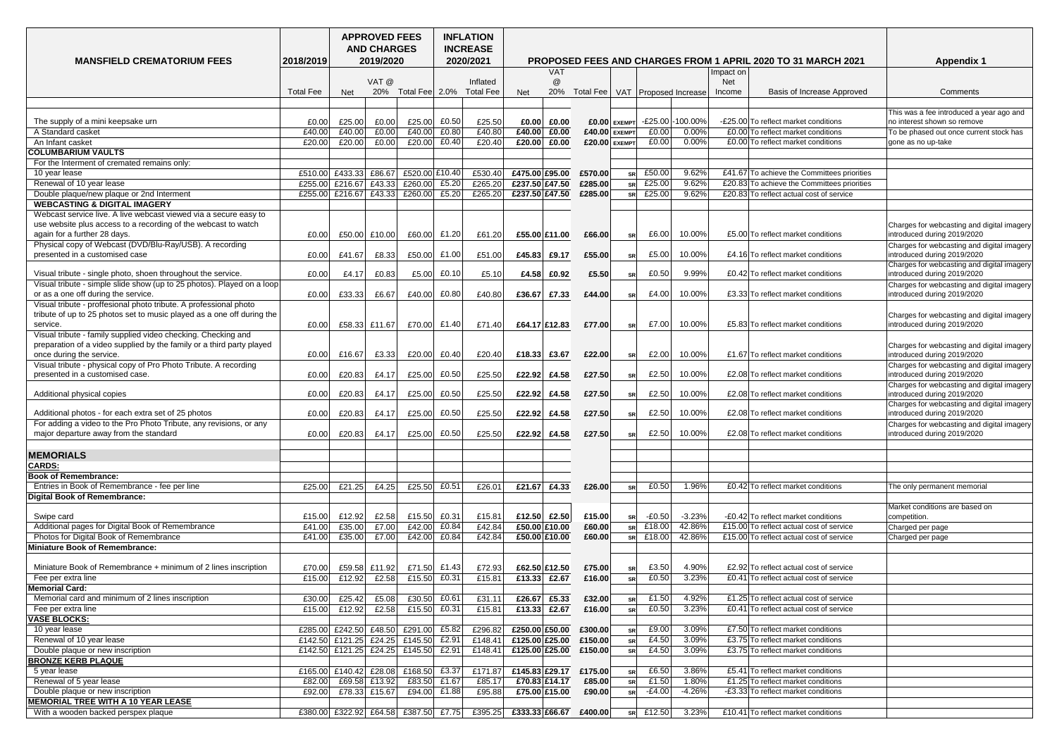| MANSFIELD CREMATORIUM FEES | 2018/2019 | APPROVED FEES AND CHARGES 2019/2020 | | | INFLATION INCREASE 2020/2021 | | PROPOSED FEES AND CHARGES FROM 1 APRIL 2020 TO 31 MARCH 2021 | | | | | | | | Appendix 1 |
|---|---|---|---|---|---|---|---|---|---|---|---|---|---|---|---|
| | Total Fee | Net | VAT @ 20% | Total Fee | 2.0% | Inflated Total Fee | Net | VAT @ 20% | Total Fee | VAT | Proposed Increase | | Impact on Net Income | Basis of Increase Approved | Comments |
| The supply of a mini keepsake urn | £0.00 | £25.00 | £0.00 | £25.00 | £0.50 | £25.50 | £0.00 | £0.00 | £0.00 | EXEMPT | -£25.00 | -100.00% | -£25.00 | To reflect market conditions | This was a fee introduced a year ago and no interest shown so remove |
| A Standard casket | £40.00 | £40.00 | £0.00 | £40.00 | £0.80 | £40.80 | £40.00 | £0.00 | £40.00 | EXEMPT | £0.00 | 0.00% | £0.00 | To reflect market conditions | To be phased out once current stock has gone as no up-take |
| An Infant casket | £20.00 | £20.00 | £0.00 | £20.00 | £0.40 | £20.40 | £20.00 | £0.00 | £20.00 | EXEMPT | £0.00 | 0.00% | £0.00 | To reflect market conditions | |
| **COLUMBARIUM VAULTS** | | | | | | | | | | | | | | | |
| For the Interment of cremated remains only: | | | | | | | | | | | | | | | |
| 10 year lease | £510.00 | £433.33 | £86.67 | £520.00 | £10.40 | £530.40 | £475.00 | £95.00 | £570.00 | SR | £50.00 | 9.62% | £41.67 | To achieve the Committees priorities | |
| Renewal of 10 year lease | £255.00 | £216.67 | £43.33 | £260.00 | £5.20 | £265.20 | £237.50 | £47.50 | £285.00 | SR | £25.00 | 9.62% | £20.83 | To achieve the Committees priorities | |
| Double plaque/new plaque or 2nd Interment | £255.00 | £216.67 | £43.33 | £260.00 | £5.20 | £265.20 | £237.50 | £47.50 | £285.00 | SR | £25.00 | 9.62% | £20.83 | To reflect actual cost of service | |
| **WEBCASTING & DIGITAL IMAGERY** | | | | | | | | | | | | | | | |
| Webcast service live. A live webcast viewed via a secure easy to use website plus access to a recording of the webcast to watch again for a further 28 days. | £0.00 | £50.00 | £10.00 | £60.00 | £1.20 | £61.20 | £55.00 | £11.00 | £66.00 | SR | £6.00 | 10.00% | £5.00 | To reflect market conditions | Charges for webcasting and digital imagery introduced during 2019/2020 |
| Physical copy of Webcast (DVD/Blu-Ray/USB). A recording presented in a customised case | £0.00 | £41.67 | £8.33 | £50.00 | £1.00 | £51.00 | £45.83 | £9.17 | £55.00 | SR | £5.00 | 10.00% | £4.16 | To reflect market conditions | Charges for webcasting and digital imagery introduced during 2019/2020 |
| Visual tribute - single photo, shoen throughout the service. | £0.00 | £4.17 | £0.83 | £5.00 | £0.10 | £5.10 | £4.58 | £0.92 | £5.50 | SR | £0.50 | 9.99% | £0.42 | To reflect market conditions | Charges for webcasting and digital imagery introduced during 2019/2020 |
| Visual tribute - simple slide show (up to 25 photos). Played on a loop or as a one off during the service. | £0.00 | £33.33 | £6.67 | £40.00 | £0.80 | £40.80 | £36.67 | £7.33 | £44.00 | SR | £4.00 | 10.00% | £3.33 | To reflect market conditions | Charges for webcasting and digital imagery introduced during 2019/2020 |
| Visual tribute - proffesional photo tribute. A professional photo tribute of up to 25 photos set to music played as a one off during the service. | £0.00 | £58.33 | £11.67 | £70.00 | £1.40 | £71.40 | £64.17 | £12.83 | £77.00 | SR | £7.00 | 10.00% | £5.83 | To reflect market conditions | Charges for webcasting and digital imagery introduced during 2019/2020 |
| Visual tribute - family supplied video checking. Checking and preparation of a video supplied by the family or a third party played once during the service. | £0.00 | £16.67 | £3.33 | £20.00 | £0.40 | £20.40 | £18.33 | £3.67 | £22.00 | SR | £2.00 | 10.00% | £1.67 | To reflect market conditions | Charges for webcasting and digital imagery introduced during 2019/2020 |
| Visual tribute - physical copy of Pro Photo Tribute. A recording presented in a customised case. | £0.00 | £20.83 | £4.17 | £25.00 | £0.50 | £25.50 | £22.92 | £4.58 | £27.50 | SR | £2.50 | 10.00% | £2.08 | To reflect market conditions | Charges for webcasting and digital imagery introduced during 2019/2020 |
| Additional physical copies | £0.00 | £20.83 | £4.17 | £25.00 | £0.50 | £25.50 | £22.92 | £4.58 | £27.50 | SR | £2.50 | 10.00% | £2.08 | To reflect market conditions | Charges for webcasting and digital imagery introduced during 2019/2020 |
| Additional photos - for each extra set of 25 photos | £0.00 | £20.83 | £4.17 | £25.00 | £0.50 | £25.50 | £22.92 | £4.58 | £27.50 | SR | £2.50 | 10.00% | £2.08 | To reflect market conditions | Charges for webcasting and digital imagery introduced during 2019/2020 |
| For adding a video to the Pro Photo Tribute, any revisions, or any major departure away from the standard | £0.00 | £20.83 | £4.17 | £25.00 | £0.50 | £25.50 | £22.92 | £4.58 | £27.50 | SR | £2.50 | 10.00% | £2.08 | To reflect market conditions | Charges for webcasting and digital imagery introduced during 2019/2020 |
| **MEMORIALS** | | | | | | | | | | | | | | | |
| **CARDS:** | | | | | | | | | | | | | | | |
| **Book of Remembrance:** | | | | | | | | | | | | | | | |
| Entries in Book of Remembrance - fee per line | £25.00 | £21.25 | £4.25 | £25.50 | £0.51 | £26.01 | £21.67 | £4.33 | £26.00 | SR | £0.50 | 1.96% | £0.42 | To reflect market conditions | The only permanent memorial |
| **Digital Book of Remembrance:** | | | | | | | | | | | | | | | |
| Swipe card | £15.00 | £12.92 | £2.58 | £15.50 | £0.31 | £15.81 | £12.50 | £2.50 | £15.00 | SR | -£0.50 | -3.23% | -£0.42 | To reflect market conditions | Market conditions are based on competition. |
| Additional pages for Digital Book of Remembrance | £41.00 | £35.00 | £7.00 | £42.00 | £0.84 | £42.84 | £50.00 | £10.00 | £60.00 | SR | £18.00 | 42.86% | £15.00 | To reflect actual cost of service | Charged per page |
| Photos for Digital Book of Remembrance | £41.00 | £35.00 | £7.00 | £42.00 | £0.84 | £42.84 | £50.00 | £10.00 | £60.00 | SR | £18.00 | 42.86% | £15.00 | To reflect actual cost of service | Charged per page |
| **Miniature Book of Remembrance:** | | | | | | | | | | | | | | | |
| Miniature Book of Remembrance + minimum of 2 lines inscription | £70.00 | £59.58 | £11.92 | £71.50 | £1.43 | £72.93 | £62.50 | £12.50 | £75.00 | SR | £3.50 | 4.90% | £2.92 | To reflect actual cost of service | |
| Fee per extra line | £15.00 | £12.92 | £2.58 | £15.50 | £0.31 | £15.81 | £13.33 | £2.67 | £16.00 | SR | £0.50 | 3.23% | £0.41 | To reflect actual cost of service | |
| **Memorial Card:** | | | | | | | | | | | | | | | |
| Memorial card and minimum of 2 lines inscription | £30.00 | £25.42 | £5.08 | £30.50 | £0.61 | £31.11 | £26.67 | £5.33 | £32.00 | SR | £1.50 | 4.92% | £1.25 | To reflect actual cost of service | |
| Fee per extra line | £15.00 | £12.92 | £2.58 | £15.50 | £0.31 | £15.81 | £13.33 | £2.67 | £16.00 | SR | £0.50 | 3.23% | £0.41 | To reflect actual cost of service | |
| **VASE BLOCKS:** | | | | | | | | | | | | | | | |
| 10 year lease | £285.00 | £242.50 | £48.50 | £291.00 | £5.82 | £296.82 | £250.00 | £50.00 | £300.00 | SR | £9.00 | 3.09% | £7.50 | To reflect market conditions | |
| Renewal of 10 year lease | £142.50 | £121.25 | £24.25 | £145.50 | £2.91 | £148.41 | £125.00 | £25.00 | £150.00 | SR | £4.50 | 3.09% | £3.75 | To reflect market conditions | |
| Double plaque or new inscription | £142.50 | £121.25 | £24.25 | £145.50 | £2.91 | £148.41 | £125.00 | £25.00 | £150.00 | SR | £4.50 | 3.09% | £3.75 | To reflect market conditions | |
| **BRONZE KERB PLAQUE** | | | | | | | | | | | | | | | |
| 5 year lease | £165.00 | £140.42 | £28.08 | £168.50 | £3.37 | £171.87 | £145.83 | £29.17 | £175.00 | SR | £6.50 | 3.86% | £5.41 | To reflect market conditions | |
| Renewal of 5 year lease | £82.00 | £69.58 | £13.92 | £83.50 | £1.67 | £85.17 | £70.83 | £14.17 | £85.00 | SR | £1.50 | 1.80% | £1.25 | To reflect market conditions | |
| Double plaque or new inscription | £92.00 | £78.33 | £15.67 | £94.00 | £1.88 | £95.88 | £75.00 | £15.00 | £90.00 | SR | -£4.00 | -4.26% | -£3.33 | To reflect market conditions | |
| **MEMORIAL TREE WITH A 10 YEAR LEASE** | | | | | | | | | | | | | | | |
| With a wooden backed perspex plaque | £380.00 | £322.92 | £64.58 | £387.50 | £7.75 | £395.25 | £333.33 | £66.67 | £400.00 | SR | £12.50 | 3.23% | £10.41 | To reflect market conditions | |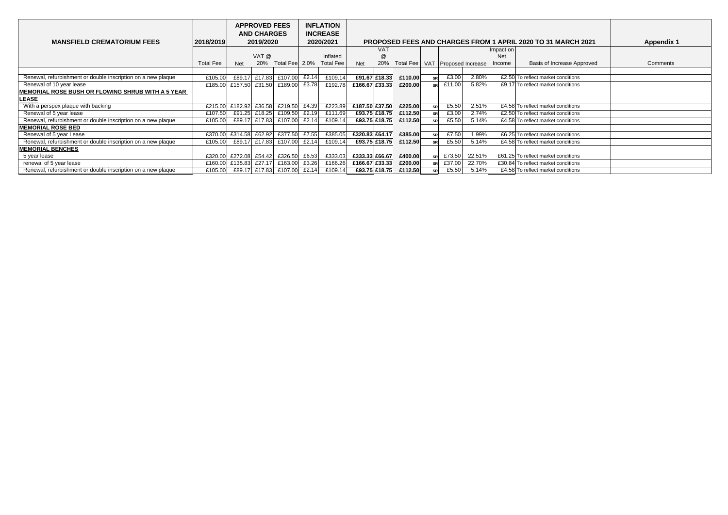| MANSFIELD CREMATORIUM FEES | 2018/2019 | APPROVED FEES AND CHARGES 2019/2020 | | | INFLATION INCREASE 2020/2021 | | PROPOSED FEES AND CHARGES FROM 1 APRIL 2020 TO 31 MARCH 2021 | | | | | | | | Appendix 1 |
|---|---|---|---|---|---|---|---|---|---|---|---|---|---|---|---|
| | Total Fee | Net | VAT @ 20% | Total Fee | 2.0% | Inflated Total Fee | Net | VAT @ 20% | Total Fee | VAT | Proposed Increase | | Impact on Net Income | Basis of Increase Approved | Comments |
| Renewal, refurbishment or double inscription on a new plaque | £105.00 | £89.17 | £17.83 | £107.00 | £2.14 | £109.14 | **£91.67** | **£18.33** | **£110.00** | SR | £3.00 | 2.80% | £2.50 | To reflect market conditions | |
| Renewal of 10 year lease | £185.00 | £157.50 | £31.50 | £189.00 | £3.78 | £192.78 | **£166.67** | **£33.33** | **£200.00** | SR | £11.00 | 5.82% | £9.17 | To reflect market conditions | |
| **MEMORIAL ROSE BUSH OR FLOWING SHRUB WITH A 5 YEAR LEASE** | | | | | | | | | | | | | | | |
| With a perspex plaque with backing | £215.00 | £182.92 | £36.58 | £219.50 | £4.39 | £223.89 | **£187.50** | **£37.50** | **£225.00** | SR | £5.50 | 2.51% | £4.58 | To reflect market conditions | |
| Renewal of 5 year lease | £107.50 | £91.25 | £18.25 | £109.50 | £2.19 | £111.69 | **£93.75** | **£18.75** | **£112.50** | SR | £3.00 | 2.74% | £2.50 | To reflect market conditions | |
| Renewal, refurbishment or double inscription on a new plaque | £105.00 | £89.17 | £17.83 | £107.00 | £2.14 | £109.14 | **£93.75** | **£18.75** | **£112.50** | SR | £5.50 | 5.14% | £4.58 | To reflect market conditions | |
| **MEMORIAL ROSE BED** | | | | | | | | | | | | | | | |
| Renewal of 5 year Lease | £370.00 | £314.58 | £62.92 | £377.50 | £7.55 | £385.05 | **£320.83** | **£64.17** | **£385.00** | SR | £7.50 | 1.99% | £6.25 | To reflect market conditions | |
| Renewal, refurbishment or double inscription on a new plaque | £105.00 | £89.17 | £17.83 | £107.00 | £2.14 | £109.14 | **£93.75** | **£18.75** | **£112.50** | SR | £5.50 | 5.14% | £4.58 | To reflect market conditions | |
| **MEMORIAL BENCHES** | | | | | | | | | | | | | | | |
| 5 year lease | £320.00 | £272.08 | £54.42 | £326.50 | £6.53 | £333.03 | **£333.33** | **£66.67** | **£400.00** | SR | £73.50 | 22.51% | £61.25 | To reflect market conditions | |
| renewal of 5 year lease | £160.00 | £135.83 | £27.17 | £163.00 | £3.26 | £166.26 | **£166.67** | **£33.33** | **£200.00** | SR | £37.00 | 22.70% | £30.84 | To reflect market conditions | |
| Renewal, refurbishment or double inscription on a new plaque | £105.00 | £89.17 | £17.83 | £107.00 | £2.14 | £109.14 | **£93.75** | **£18.75** | **£112.50** | SR | £5.50 | 5.14% | £4.58 | To reflect market conditions | |